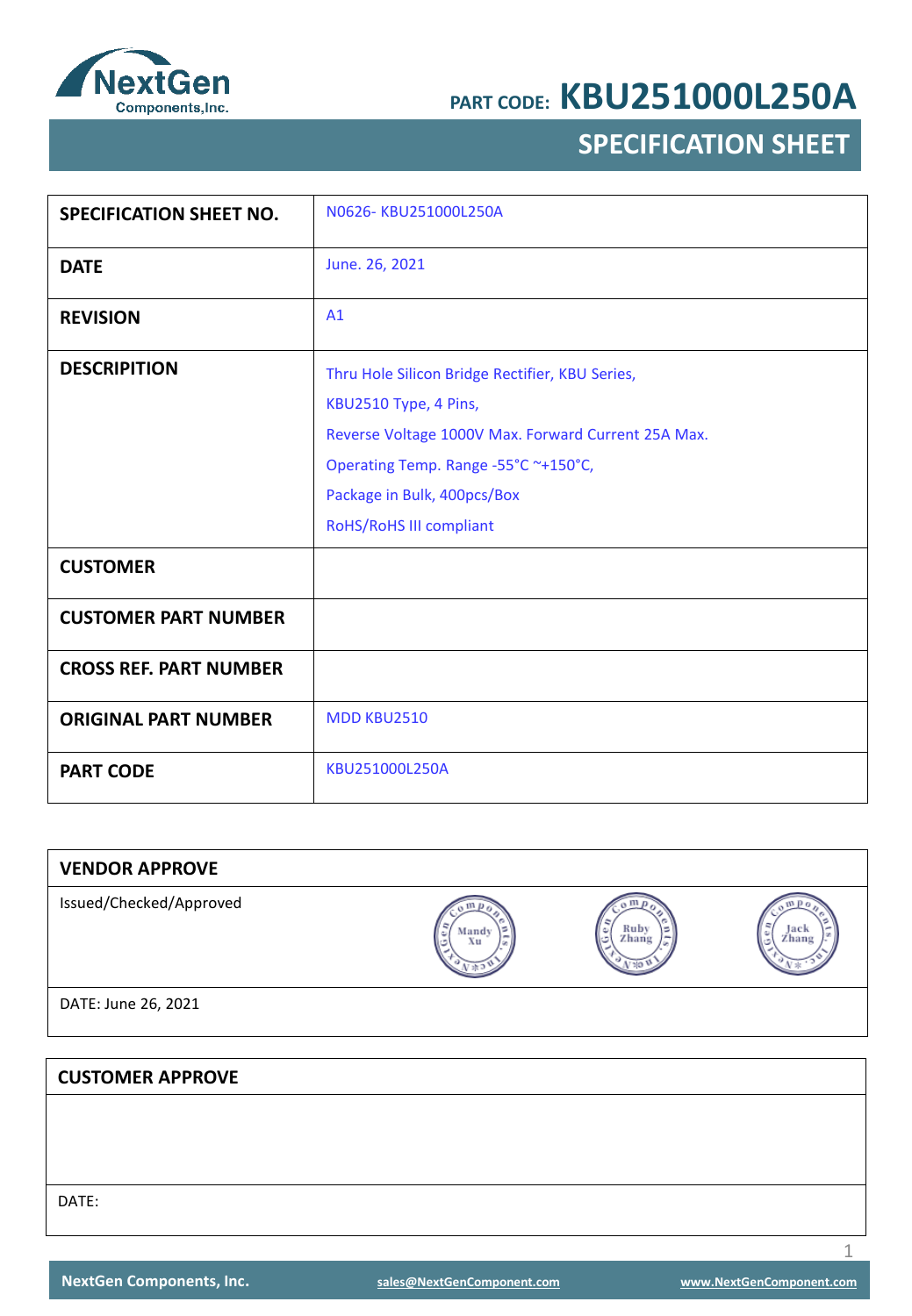# PART CODE: KBU251000L250A

## SPECIFICATION SHEET

| | |
|---|---|
| **SPECIFICATION SHEET NO.** | N0626- KBU251000L250A |
| **DATE** | June. 26, 2021 |
| **REVISION** | A1 |
| **DESCRIPITION** | Thru Hole Silicon Bridge Rectifier, KBU Series,<br>KBU2510 Type, 4 Pins,<br>Reverse Voltage 1000V Max. Forward Current 25A Max.<br>Operating Temp. Range -55°C ~+150°C,<br>Package in Bulk, 400pcs/Box<br>RoHS/RoHS III compliant |
| **CUSTOMER** | |
| **CUSTOMER PART NUMBER** | |
| **CROSS REF. PART NUMBER** | |
| **ORIGINAL PART NUMBER** | MDD KBU2510 |
| **PART CODE** | KBU251000L250A |

| **VENDOR APPROVE** | | | |
|---|---|---|---|
| Issued/Checked/Approved | Mandy Xu | Ruby Zhang | Jack Zhang |
| DATE: June 26, 2021 | | | |

| **CUSTOMER APPROVE** |
|---|
| |
| DATE: |

NextGen Components, Inc. sales@NextGenComponent.com www.NextGenComponent.com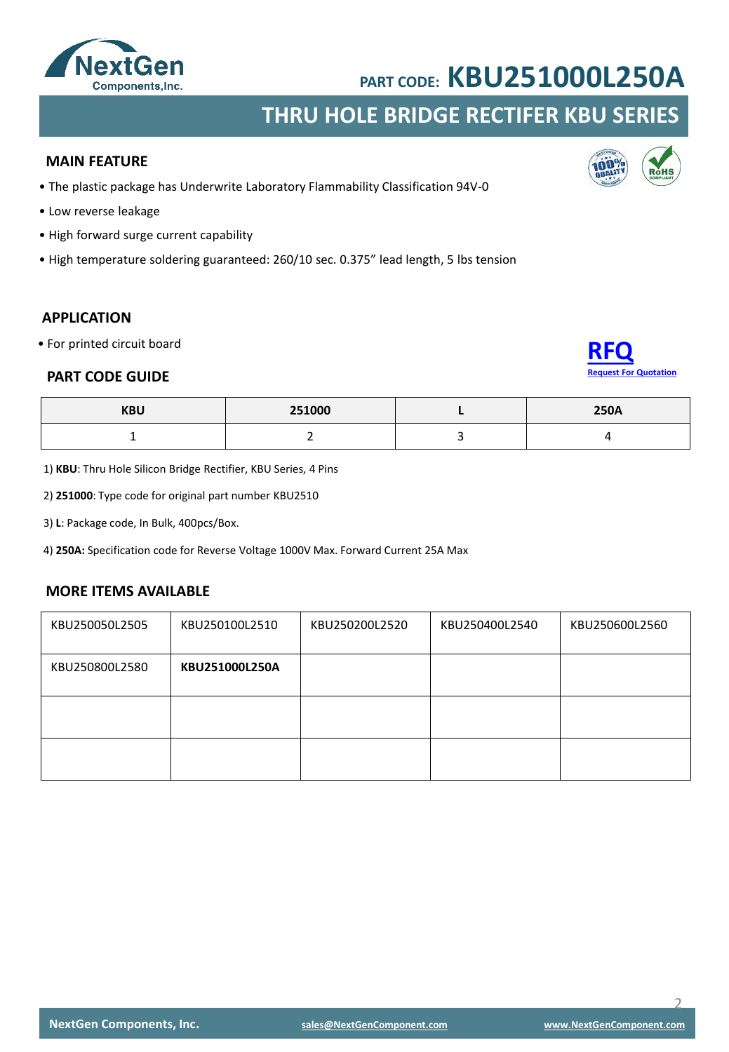PART CODE: **KBU251000L250A**

# THRU HOLE BRIDGE RECTIFER KBU SERIES

## MAIN FEATURE

- The plastic package has Underwrite Laboratory Flammability Classification 94V-0
- Low reverse leakage
- High forward surge current capability
- High temperature soldering guaranteed: 260/10 sec. 0.375" lead length, 5 lbs tension

## APPLICATION

- For printed circuit board

**RFQ**
Request For Quotation

## PART CODE GUIDE

| KBU | 251000 | L | 250A |
|---|---|---|---|
| 1 | 2 | 3 | 4 |

1) **KBU**: Thru Hole Silicon Bridge Rectifier, KBU Series, 4 Pins

2) **251000**: Type code for original part number KBU2510

3) **L**: Package code, In Bulk, 400pcs/Box.

4) **250A:** Specification code for Reverse Voltage 1000V Max. Forward Current 25A Max

## MORE ITEMS AVAILABLE

| | | | | |
|---|---|---|---|---|
| KBU250050L2505 | KBU250100L2510 | KBU250200L2520 | KBU250400L2540 | KBU250600L2560 |
| KBU250800L2580 | **KBU251000L250A** | | | |
| | | | | |
| | | | | |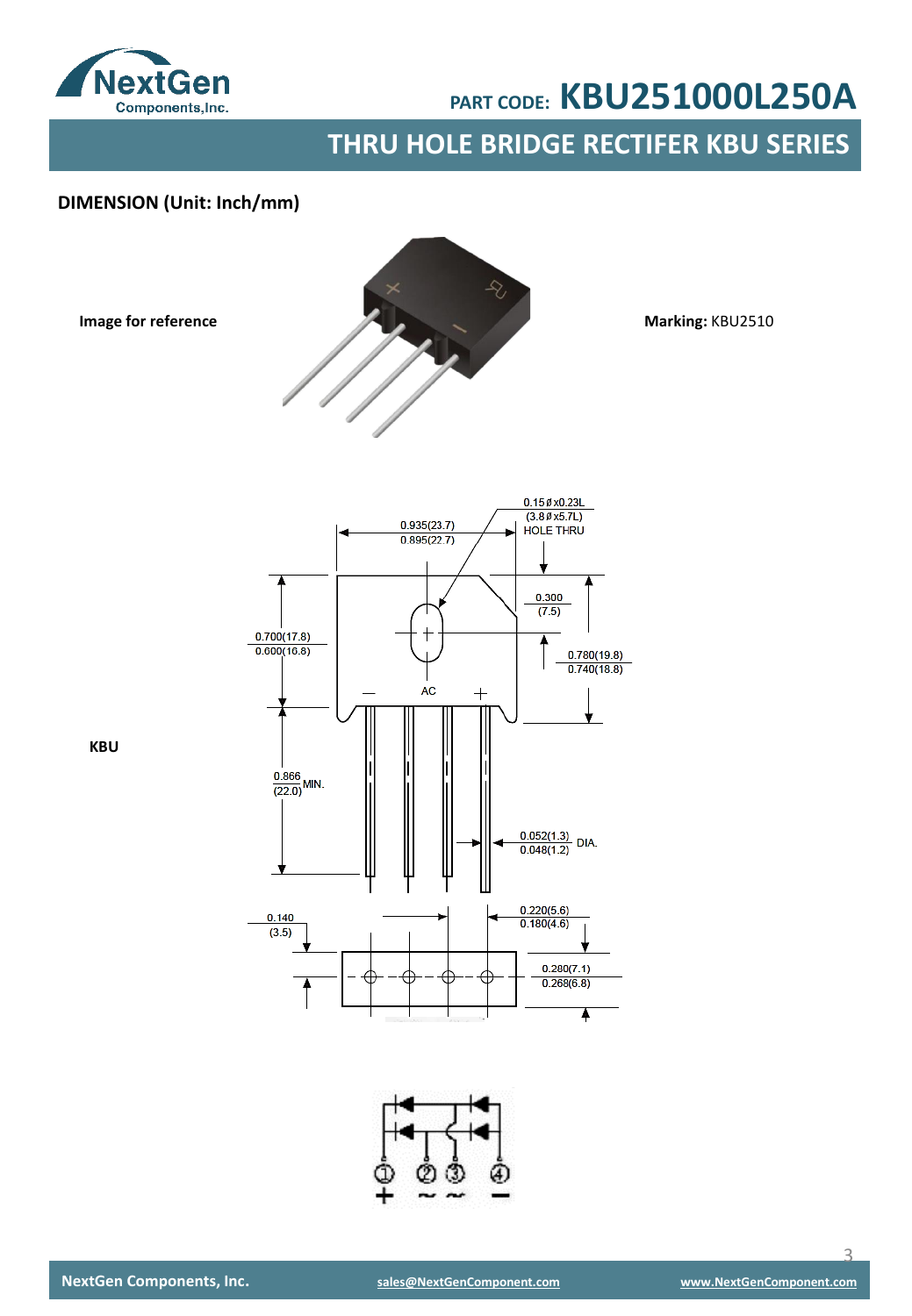**PART CODE: KBU251000L250A**

## THRU HOLE BRIDGE RECTIFER KBU SERIES

### DIMENSION (Unit: Inch/mm)

**Image for reference**

**Marking:** KBU2510

**KBU**

0.935(23.7)
0.895(22.7)

0.15ø x0.23L
(3.8ø x5.7L)
HOLE THRU

0.300
(7.5)

0.700(17.8)
0.660(16.8)

0.780(19.8)
0.740(18.8)

AC

0.866
(22.0) MIN.

0.052(1.3)
0.048(1.2) DIA.

0.140
(3.5)

0.220(5.6)
0.180(4.6)

0.280(7.1)
0.268(6.8)

① + ② ~ ③ ~ ④ −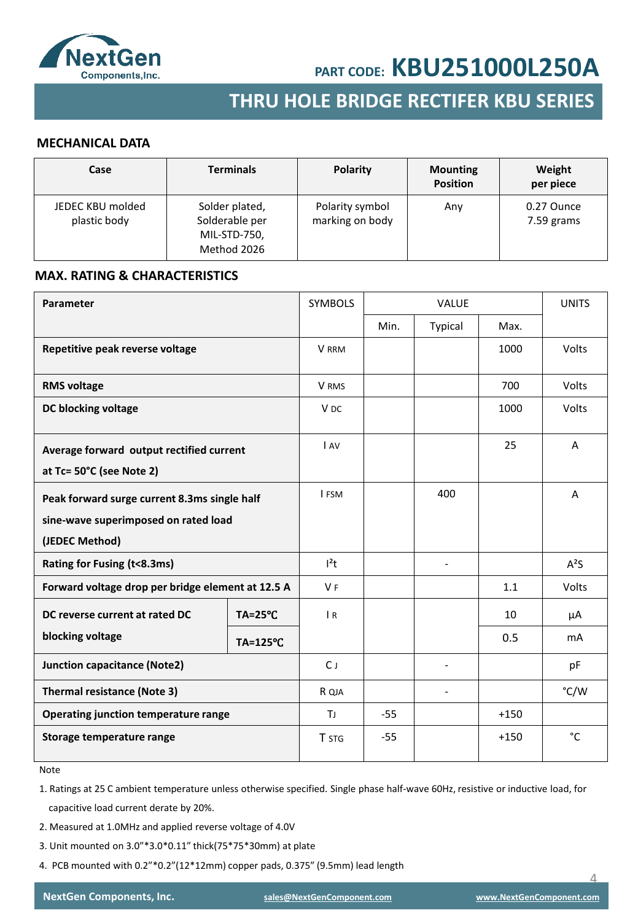PART CODE: **KBU251000L250A**

## THRU HOLE BRIDGE RECTIFER KBU SERIES

### MECHANICAL DATA

| Case | Terminals | Polarity | Mounting Position | Weight per piece |
|---|---|---|---|---|
| JEDEC KBU molded plastic body | Solder plated, Solderable per MIL-STD-750, Method 2026 | Polarity symbol marking on body | Any | 0.27 Ounce 7.59 grams |

### MAX. RATING & CHARACTERISTICS

| Parameter | | SYMBOLS | VALUE | | | UNITS |
|---|---|---|---|---|---|---|
| | | | Min. | Typical | Max. | |
| **Repetitive peak reverse voltage** | | $V_{RRM}$ | | | 1000 | Volts |
| **RMS voltage** | | $V_{RMS}$ | | | 700 | Volts |
| **DC blocking voltage** | | $V_{DC}$ | | | 1000 | Volts |
| **Average forward output rectified current at Tc= 50°C (see Note 2)** | | $I_{AV}$ | | | 25 | A |
| **Peak forward surge current 8.3ms single half sine-wave superimposed on rated load (JEDEC Method)** | | $I_{FSM}$ | | 400 | | A |
| **Rating for Fusing (t<8.3ms)** | | $I^2t$ | | - | | $A^2S$ |
| **Forward voltage drop per bridge element at 12.5 A** | | $V_F$ | | | 1.1 | Volts |
| **DC reverse current at rated DC blocking voltage** | **TA=25℃** | $I_R$ | | | 10 | μA |
| | **TA=125℃** | | | | 0.5 | mA |
| **Junction capacitance (Note2)** | | $C_J$ | | - | | pF |
| **Thermal resistance (Note 3)** | | $R_{QJA}$ | | - | | °C/W |
| **Operating junction temperature range** | | $T_J$ | -55 | | +150 | |
| **Storage temperature range** | | $T_{STG}$ | -55 | | +150 | °C |

Note

1. Ratings at 25 C ambient temperature unless otherwise specified. Single phase half-wave 60Hz, resistive or inductive load, for capacitive load current derate by 20%.
2. Measured at 1.0MHz and applied reverse voltage of 4.0V
3. Unit mounted on 3.0”*3.0*0.11” thick(75*75*30mm) at plate
4. PCB mounted with 0.2”*0.2”(12*12mm) copper pads, 0.375” (9.5mm) lead length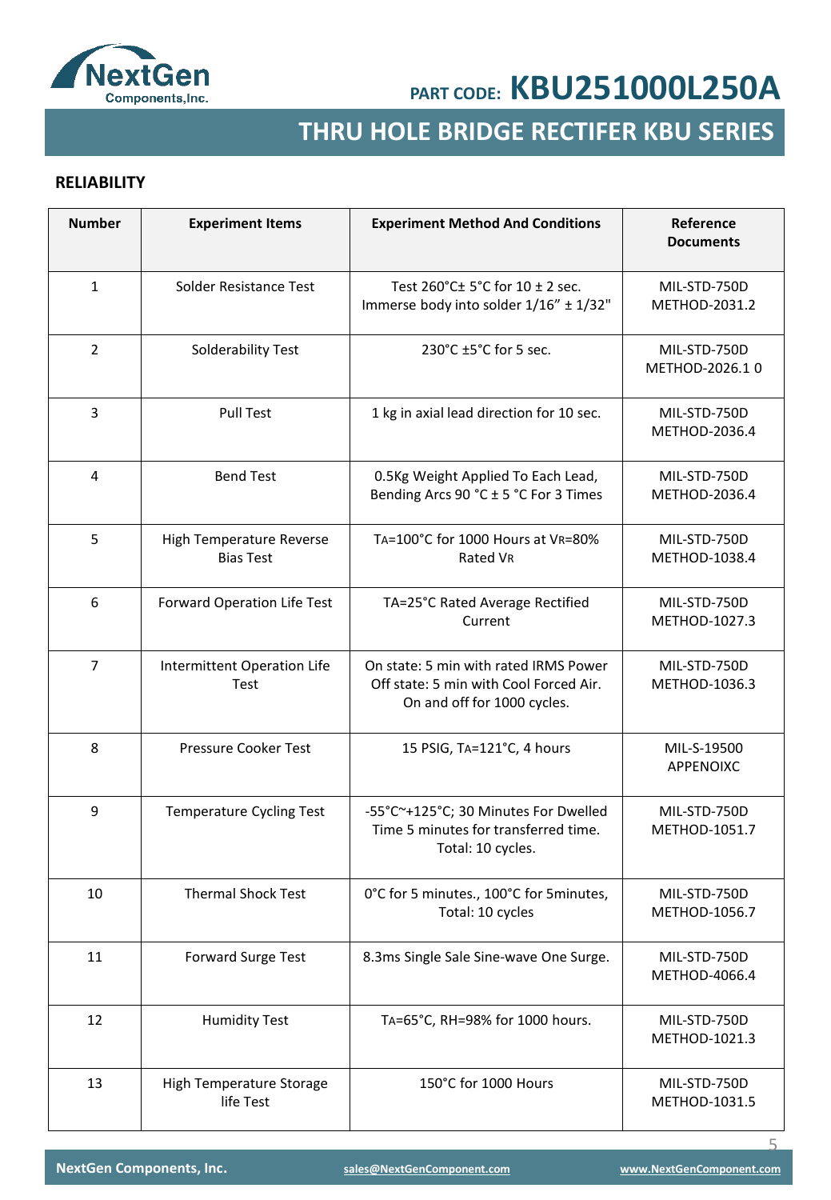## RELIABILITY

| Number | Experiment Items | Experiment Method And Conditions | Reference Documents |
|---|---|---|---|
| 1 | Solder Resistance Test | Test 260°C± 5°C for 10 ± 2 sec. Immerse body into solder 1/16" ± 1/32" | MIL-STD-750D METHOD-2031.2 |
| 2 | Solderability Test | 230°C ±5°C for 5 sec. | MIL-STD-750D METHOD-2026.1 0 |
| 3 | Pull Test | 1 kg in axial lead direction for 10 sec. | MIL-STD-750D METHOD-2036.4 |
| 4 | Bend Test | 0.5Kg Weight Applied To Each Lead, Bending Arcs 90 °C ± 5 °C For 3 Times | MIL-STD-750D METHOD-2036.4 |
| 5 | High Temperature Reverse Bias Test | $T_A$=100°C for 1000 Hours at $V_R$=80% Rated $V_R$ | MIL-STD-750D METHOD-1038.4 |
| 6 | Forward Operation Life Test | TA=25°C Rated Average Rectified Current | MIL-STD-750D METHOD-1027.3 |
| 7 | Intermittent Operation Life Test | On state: 5 min with rated IRMS Power Off state: 5 min with Cool Forced Air. On and off for 1000 cycles. | MIL-STD-750D METHOD-1036.3 |
| 8 | Pressure Cooker Test | 15 PSIG, $T_A$=121°C, 4 hours | MIL-S-19500 APPENOIXC |
| 9 | Temperature Cycling Test | -55°C~+125°C; 30 Minutes For Dwelled Time 5 minutes for transferred time. Total: 10 cycles. | MIL-STD-750D METHOD-1051.7 |
| 10 | Thermal Shock Test | 0°C for 5 minutes., 100°C for 5minutes, Total: 10 cycles | MIL-STD-750D METHOD-1056.7 |
| 11 | Forward Surge Test | 8.3ms Single Sale Sine-wave One Surge. | MIL-STD-750D METHOD-4066.4 |
| 12 | Humidity Test | $T_A$=65°C, RH=98% for 1000 hours. | MIL-STD-750D METHOD-1021.3 |
| 13 | High Temperature Storage life Test | 150°C for 1000 Hours | MIL-STD-750D METHOD-1031.5 |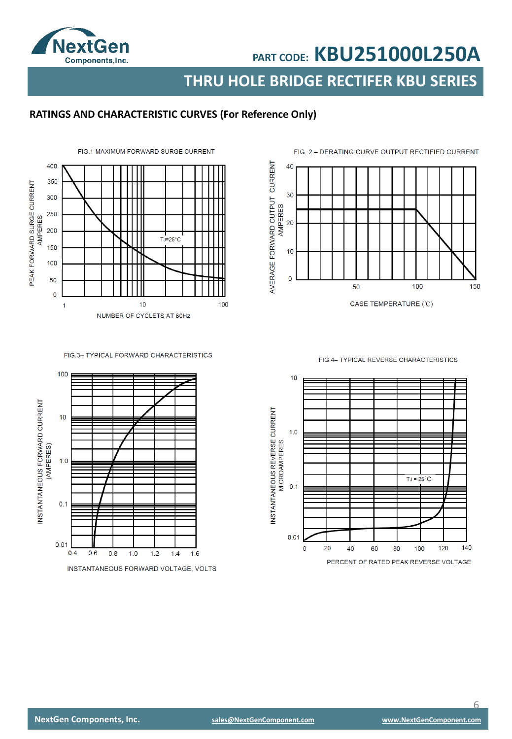## RATINGS AND CHARACTERISTIC CURVES (For Reference Only)

FIG.1-MAXIMUM FORWARD SURGE CURRENT

PEAK FORWARD SURGE CURRENT AMPERES

400, 350, 300, 250, 200, 150, 100, 50, 0

TJ=25°C

1, 10, 100

NUMBER OF CYCLETS AT 60Hz

FIG. 2 – DERATING CURVE OUTPUT RECTIFIED CURRENT

AVERAGE FORWARD OUTPUT CURRENT AMPERES

40, 30, 20, 10, 0

50, 100, 150

CASE TEMPERATURE (℃)

FIG.3– TYPICAL FORWARD CHARACTERISTICS

INSTANTANEOUS FORWARD CURRENT (AMPERES)

100, 10, 1.0, 0.1, 0.01

0.4, 0.6, 0.8, 1.0, 1.2, 1.4, 1.6

INSTANTANEOUS FORWARD VOLTAGE, VOLTS

FIG.4– TYPICAL REVERSE CHARACTERISTICS

INSTANTANEOUS REVERSE CURRENT MICROAMPERES

10, 1.0, 0.1, 0.01

TJ = 25°C

0, 20, 40, 60, 80, 100, 120, 140

PERCENT OF RATED PEAK REVERSE VOLTAGE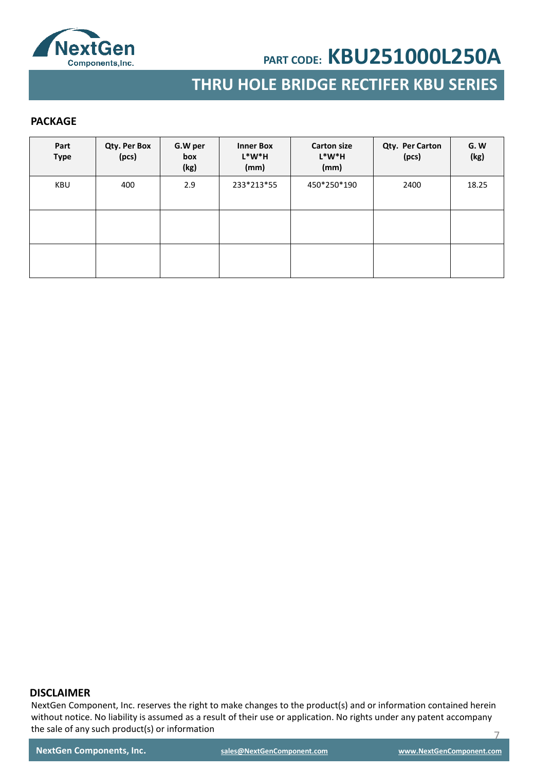## PACKAGE

| Part Type | Qty. Per Box (pcs) | G.W per box (kg) | Inner Box L*W*H (mm) | Carton size L*W*H (mm) | Qty. Per Carton (pcs) | G. W (kg) |
|---|---|---|---|---|---|---|
| KBU | 400 | 2.9 | 233*213*55 | 450*250*190 | 2400 | 18.25 |
| | | | | | | |
| | | | | | | |

## DISCLAIMER

NextGen Component, Inc. reserves the right to make changes to the product(s) and or information contained herein without notice. No liability is assumed as a result of their use or application. No rights under any patent accompany the sale of any such product(s) or information